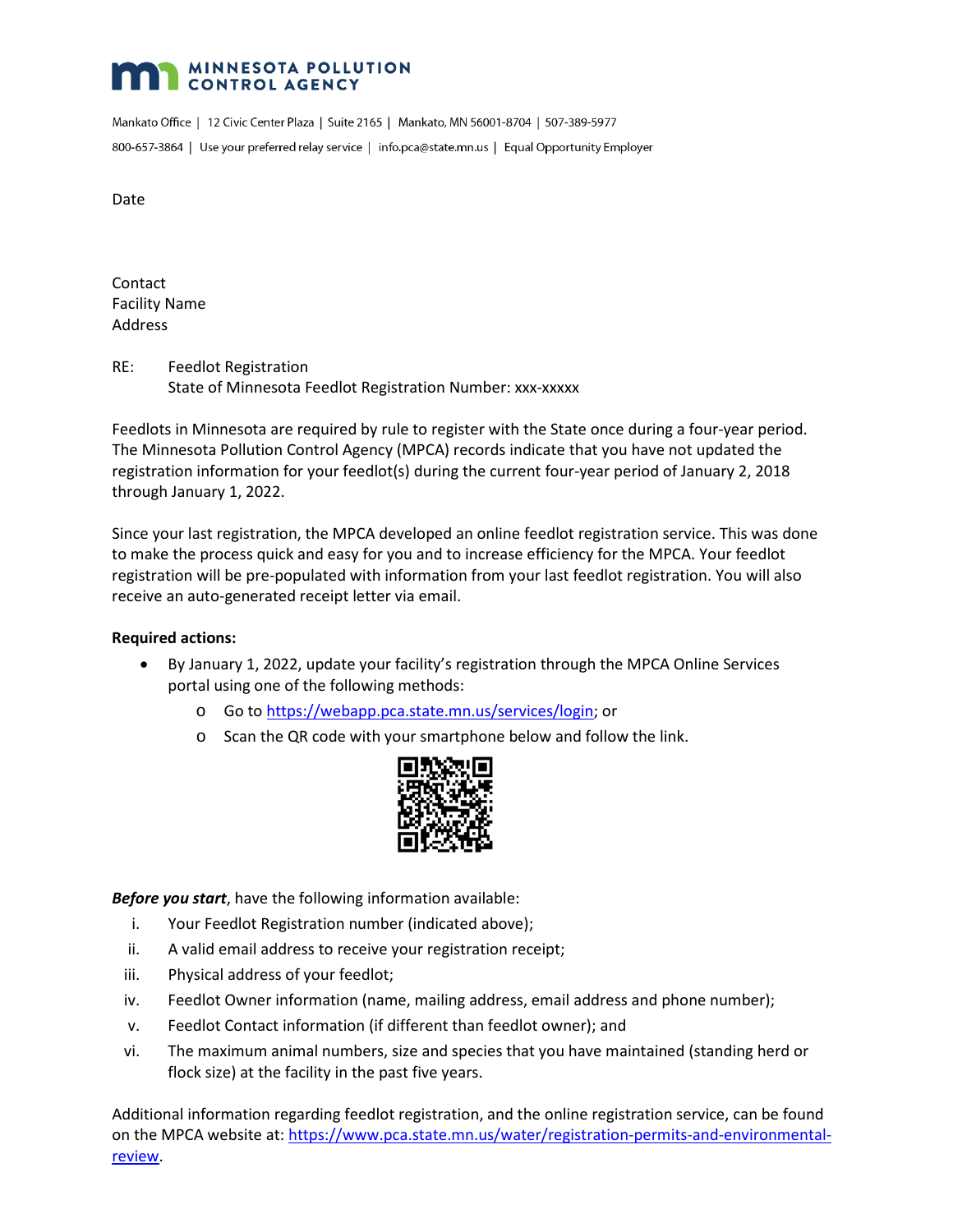**MINNESOTA POLLUTION CONTROL AGENCY**

Mankato Office | 12 Civic Center Plaza | Suite 2165 | Mankato, MN 56001-8704 | 507-389-5977

800-657-3864 | Use your preferred relay service | info.pca@state.mn.us | Equal Opportunity Employer

Date

Contact
Facility Name
Address

RE: Feedlot Registration
State of Minnesota Feedlot Registration Number: xxx-xxxxx

Feedlots in Minnesota are required by rule to register with the State once during a four-year period. The Minnesota Pollution Control Agency (MPCA) records indicate that you have not updated the registration information for your feedlot(s) during the current four-year period of January 2, 2018 through January 1, 2022.

Since your last registration, the MPCA developed an online feedlot registration service. This was done to make the process quick and easy for you and to increase efficiency for the MPCA. Your feedlot registration will be pre-populated with information from your last feedlot registration. You will also receive an auto-generated receipt letter via email.

**Required actions:**

- By January 1, 2022, update your facility's registration through the MPCA Online Services portal using one of the following methods:
  - Go to https://webapp.pca.state.mn.us/services/login; or
  - Scan the QR code with your smartphone below and follow the link.

***Before you start***, have the following information available:

i. Your Feedlot Registration number (indicated above);
ii. A valid email address to receive your registration receipt;
iii. Physical address of your feedlot;
iv. Feedlot Owner information (name, mailing address, email address and phone number);
v. Feedlot Contact information (if different than feedlot owner); and
vi. The maximum animal numbers, size and species that you have maintained (standing herd or flock size) at the facility in the past five years.

Additional information regarding feedlot registration, and the online registration service, can be found on the MPCA website at: https://www.pca.state.mn.us/water/registration-permits-and-environmental-review.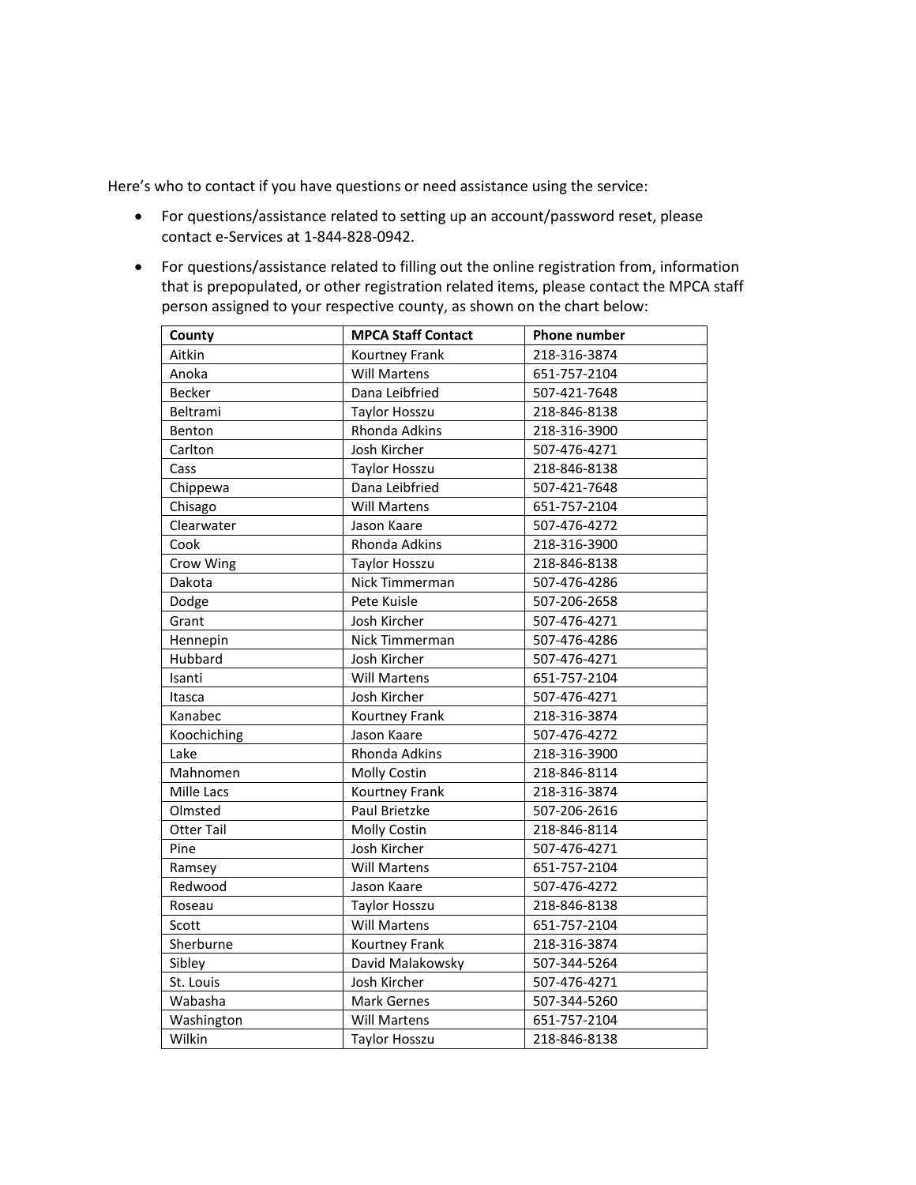Here's who to contact if you have questions or need assistance using the service:

- For questions/assistance related to setting up an account/password reset, please contact e-Services at 1-844-828-0942.
- For questions/assistance related to filling out the online registration from, information that is prepopulated, or other registration related items, please contact the MPCA staff person assigned to your respective county, as shown on the chart below:

| County | MPCA Staff Contact | Phone number |
|---|---|---|
| Aitkin | Kourtney Frank | 218-316-3874 |
| Anoka | Will Martens | 651-757-2104 |
| Becker | Dana Leibfried | 507-421-7648 |
| Beltrami | Taylor Hosszu | 218-846-8138 |
| Benton | Rhonda Adkins | 218-316-3900 |
| Carlton | Josh Kircher | 507-476-4271 |
| Cass | Taylor Hosszu | 218-846-8138 |
| Chippewa | Dana Leibfried | 507-421-7648 |
| Chisago | Will Martens | 651-757-2104 |
| Clearwater | Jason Kaare | 507-476-4272 |
| Cook | Rhonda Adkins | 218-316-3900 |
| Crow Wing | Taylor Hosszu | 218-846-8138 |
| Dakota | Nick Timmerman | 507-476-4286 |
| Dodge | Pete Kuisle | 507-206-2658 |
| Grant | Josh Kircher | 507-476-4271 |
| Hennepin | Nick Timmerman | 507-476-4286 |
| Hubbard | Josh Kircher | 507-476-4271 |
| Isanti | Will Martens | 651-757-2104 |
| Itasca | Josh Kircher | 507-476-4271 |
| Kanabec | Kourtney Frank | 218-316-3874 |
| Koochiching | Jason Kaare | 507-476-4272 |
| Lake | Rhonda Adkins | 218-316-3900 |
| Mahnomen | Molly Costin | 218-846-8114 |
| Mille Lacs | Kourtney Frank | 218-316-3874 |
| Olmsted | Paul Brietzke | 507-206-2616 |
| Otter Tail | Molly Costin | 218-846-8114 |
| Pine | Josh Kircher | 507-476-4271 |
| Ramsey | Will Martens | 651-757-2104 |
| Redwood | Jason Kaare | 507-476-4272 |
| Roseau | Taylor Hosszu | 218-846-8138 |
| Scott | Will Martens | 651-757-2104 |
| Sherburne | Kourtney Frank | 218-316-3874 |
| Sibley | David Malakowsky | 507-344-5264 |
| St. Louis | Josh Kircher | 507-476-4271 |
| Wabasha | Mark Gernes | 507-344-5260 |
| Washington | Will Martens | 651-757-2104 |
| Wilkin | Taylor Hosszu | 218-846-8138 |